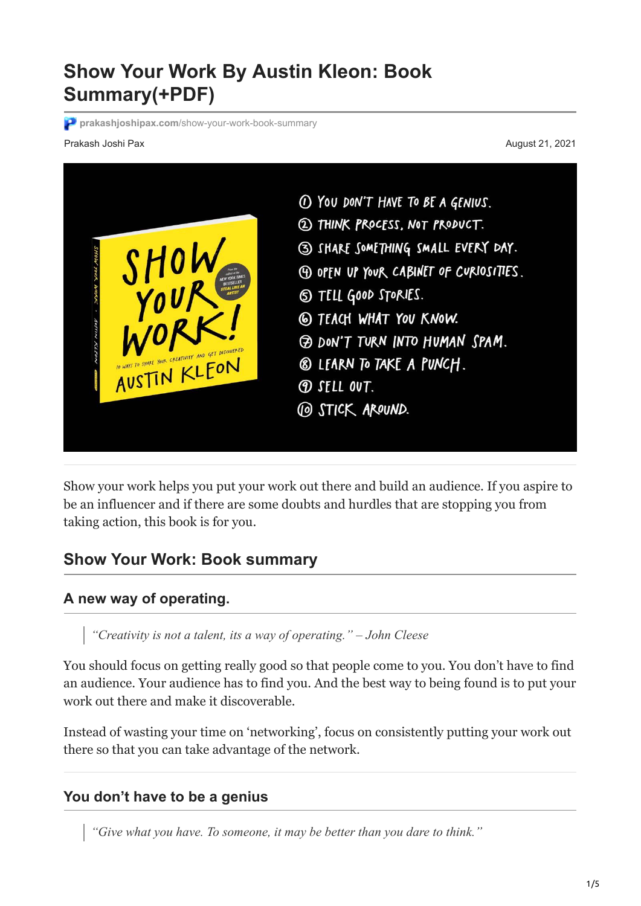# Show Your Work By Austin Kleon: Book Summary(+PDF)

prakashjoshipax.com/show-your-work-book-summary

Prakash Joshi Pax

August 21, 2021

1. You don't have to be a genius.
2. Think process, not product.
3. Share something small every day.
4. Open up your cabinet of curiosities.
5. Tell good stories.
6. Teach what you know.
7. Don't turn into human spam.
8. Learn to take a punch.
9. Sell out.
10. Stick around.

Show your work helps you put your work out there and build an audience. If you aspire to be an influencer and if there are some doubts and hurdles that are stopping you from taking action, this book is for you.

## Show Your Work: Book summary

### A new way of operating.

> *"Creativity is not a talent, its a way of operating." – John Cleese*

You should focus on getting really good so that people come to you. You don't have to find an audience. Your audience has to find you. And the best way to being found is to put your work out there and make it discoverable.

Instead of wasting your time on 'networking', focus on consistently putting your work out there so that you can take advantage of the network.

### You don't have to be a genius

> *"Give what you have. To someone, it may be better than you dare to think."*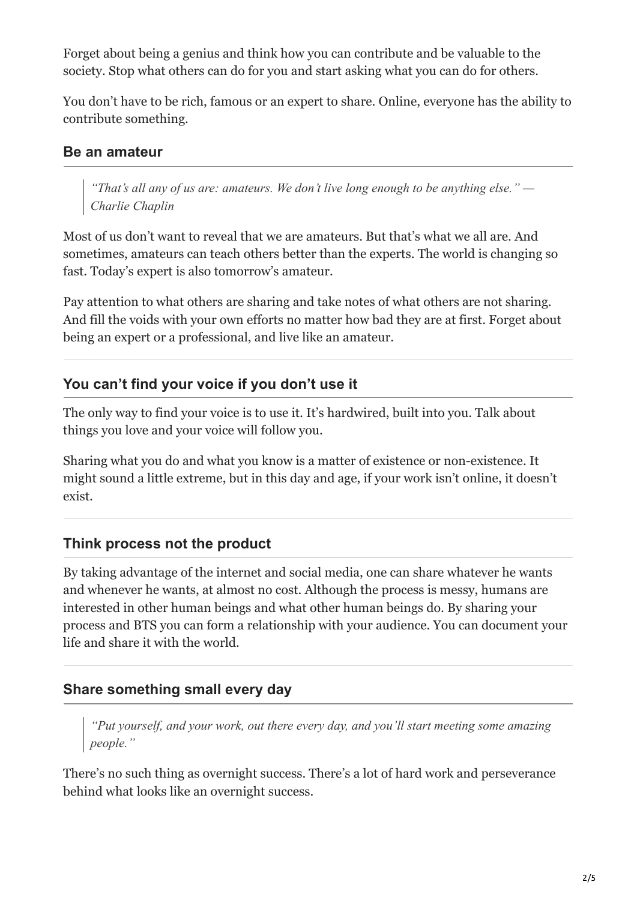Forget about being a genius and think how you can contribute and be valuable to the society. Stop what others can do for you and start asking what you can do for others.

You don't have to be rich, famous or an expert to share. Online, everyone has the ability to contribute something.

### Be an amateur

> *"That's all any of us are: amateurs. We don't live long enough to be anything else." — Charlie Chaplin*

Most of us don't want to reveal that we are amateurs. But that's what we all are. And sometimes, amateurs can teach others better than the experts. The world is changing so fast. Today's expert is also tomorrow's amateur.

Pay attention to what others are sharing and take notes of what others are not sharing. And fill the voids with your own efforts no matter how bad they are at first. Forget about being an expert or a professional, and live like an amateur.

### You can't find your voice if you don't use it

The only way to find your voice is to use it. It's hardwired, built into you. Talk about things you love and your voice will follow you.

Sharing what you do and what you know is a matter of existence or non-existence. It might sound a little extreme, but in this day and age, if your work isn't online, it doesn't exist.

### Think process not the product

By taking advantage of the internet and social media, one can share whatever he wants and whenever he wants, at almost no cost. Although the process is messy, humans are interested in other human beings and what other human beings do. By sharing your process and BTS you can form a relationship with your audience. You can document your life and share it with the world.

### Share something small every day

> *"Put yourself, and your work, out there every day, and you'll start meeting some amazing people."*

There's no such thing as overnight success. There's a lot of hard work and perseverance behind what looks like an overnight success.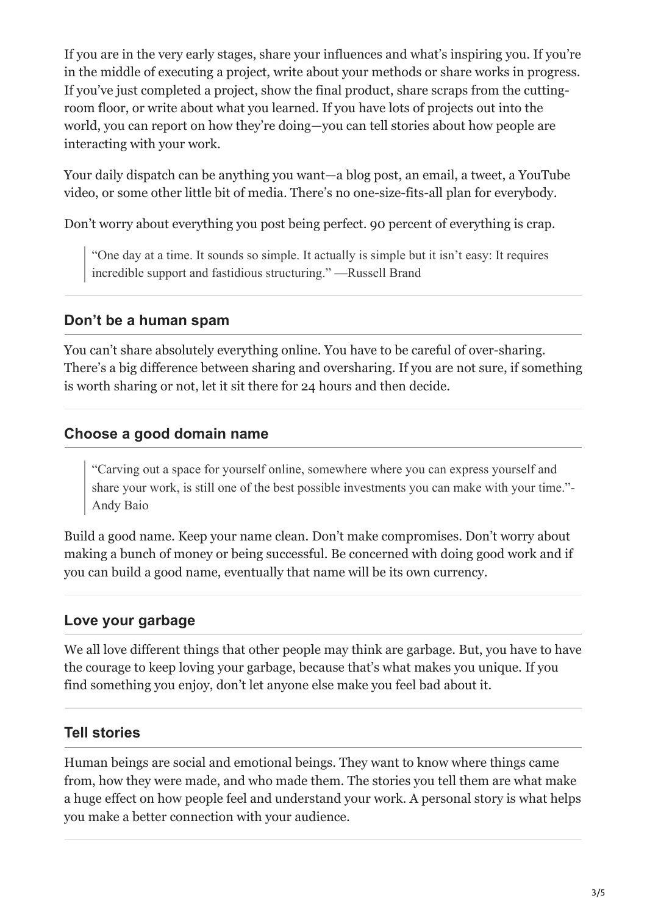If you are in the very early stages, share your influences and what's inspiring you. If you're in the middle of executing a project, write about your methods or share works in progress. If you've just completed a project, show the final product, share scraps from the cutting-room floor, or write about what you learned. If you have lots of projects out into the world, you can report on how they're doing—you can tell stories about how people are interacting with your work.

Your daily dispatch can be anything you want—a blog post, an email, a tweet, a YouTube video, or some other little bit of media. There's no one-size-fits-all plan for everybody.

Don't worry about everything you post being perfect. 90 percent of everything is crap.

> "One day at a time. It sounds so simple. It actually is simple but it isn't easy: It requires incredible support and fastidious structuring." —Russell Brand

---

### Don't be a human spam

You can't share absolutely everything online. You have to be careful of over-sharing. There's a big difference between sharing and oversharing. If you are not sure, if something is worth sharing or not, let it sit there for 24 hours and then decide.

---

### Choose a good domain name

> "Carving out a space for yourself online, somewhere where you can express yourself and share your work, is still one of the best possible investments you can make with your time."- Andy Baio

Build a good name. Keep your name clean. Don't make compromises. Don't worry about making a bunch of money or being successful. Be concerned with doing good work and if you can build a good name, eventually that name will be its own currency.

---

### Love your garbage

We all love different things that other people may think are garbage. But, you have to have the courage to keep loving your garbage, because that's what makes you unique. If you find something you enjoy, don't let anyone else make you feel bad about it.

---

### Tell stories

Human beings are social and emotional beings. They want to know where things came from, how they were made, and who made them. The stories you tell them are what make a huge effect on how people feel and understand your work. A personal story is what helps you make a better connection with your audience.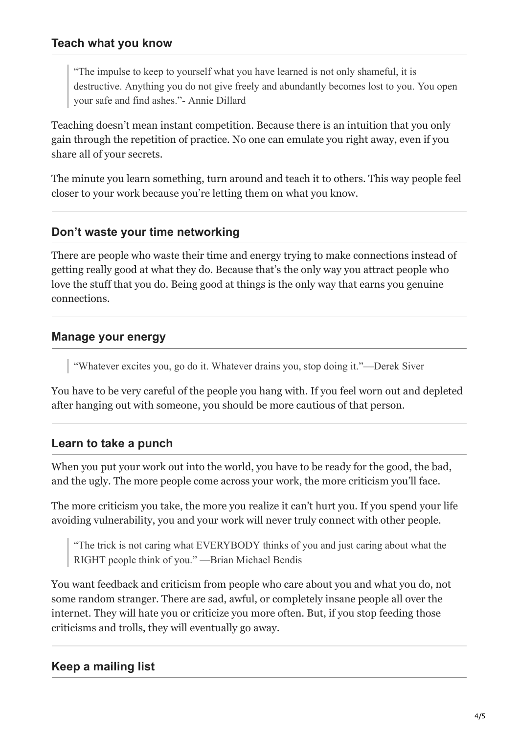### Teach what you know

> "The impulse to keep to yourself what you have learned is not only shameful, it is destructive. Anything you do not give freely and abundantly becomes lost to you. You open your safe and find ashes."- Annie Dillard

Teaching doesn't mean instant competition. Because there is an intuition that you only gain through the repetition of practice. No one can emulate you right away, even if you share all of your secrets.

The minute you learn something, turn around and teach it to others. This way people feel closer to your work because you're letting them on what you know.

---

### Don't waste your time networking

There are people who waste their time and energy trying to make connections instead of getting really good at what they do. Because that's the only way you attract people who love the stuff that you do. Being good at things is the only way that earns you genuine connections.

---

### Manage your energy

> "Whatever excites you, go do it. Whatever drains you, stop doing it."—Derek Siver

You have to be very careful of the people you hang with. If you feel worn out and depleted after hanging out with someone, you should be more cautious of that person.

---

### Learn to take a punch

When you put your work out into the world, you have to be ready for the good, the bad, and the ugly. The more people come across your work, the more criticism you'll face.

The more criticism you take, the more you realize it can't hurt you. If you spend your life avoiding vulnerability, you and your work will never truly connect with other people.

> "The trick is not caring what EVERYBODY thinks of you and just caring about what the RIGHT people think of you." —Brian Michael Bendis

You want feedback and criticism from people who care about you and what you do, not some random stranger. There are sad, awful, or completely insane people all over the internet. They will hate you or criticize you more often. But, if you stop feeding those criticisms and trolls, they will eventually go away.

---

### Keep a mailing list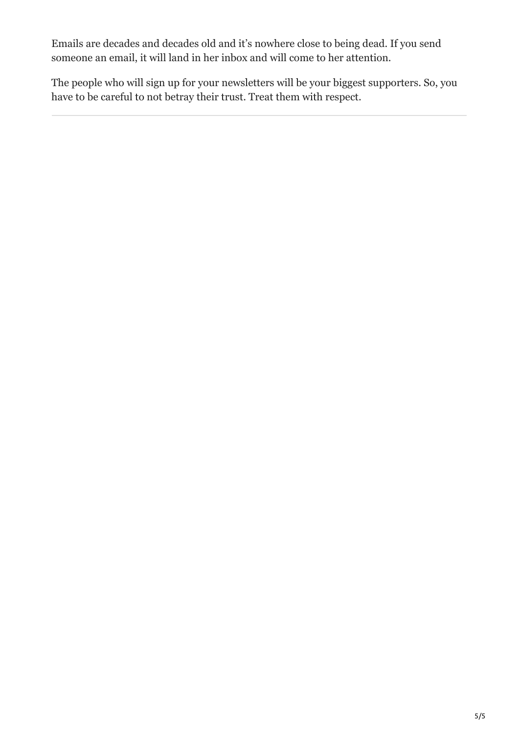Emails are decades and decades old and it's nowhere close to being dead. If you send someone an email, it will land in her inbox and will come to her attention.

The people who will sign up for your newsletters will be your biggest supporters. So, you have to be careful to not betray their trust. Treat them with respect.

---